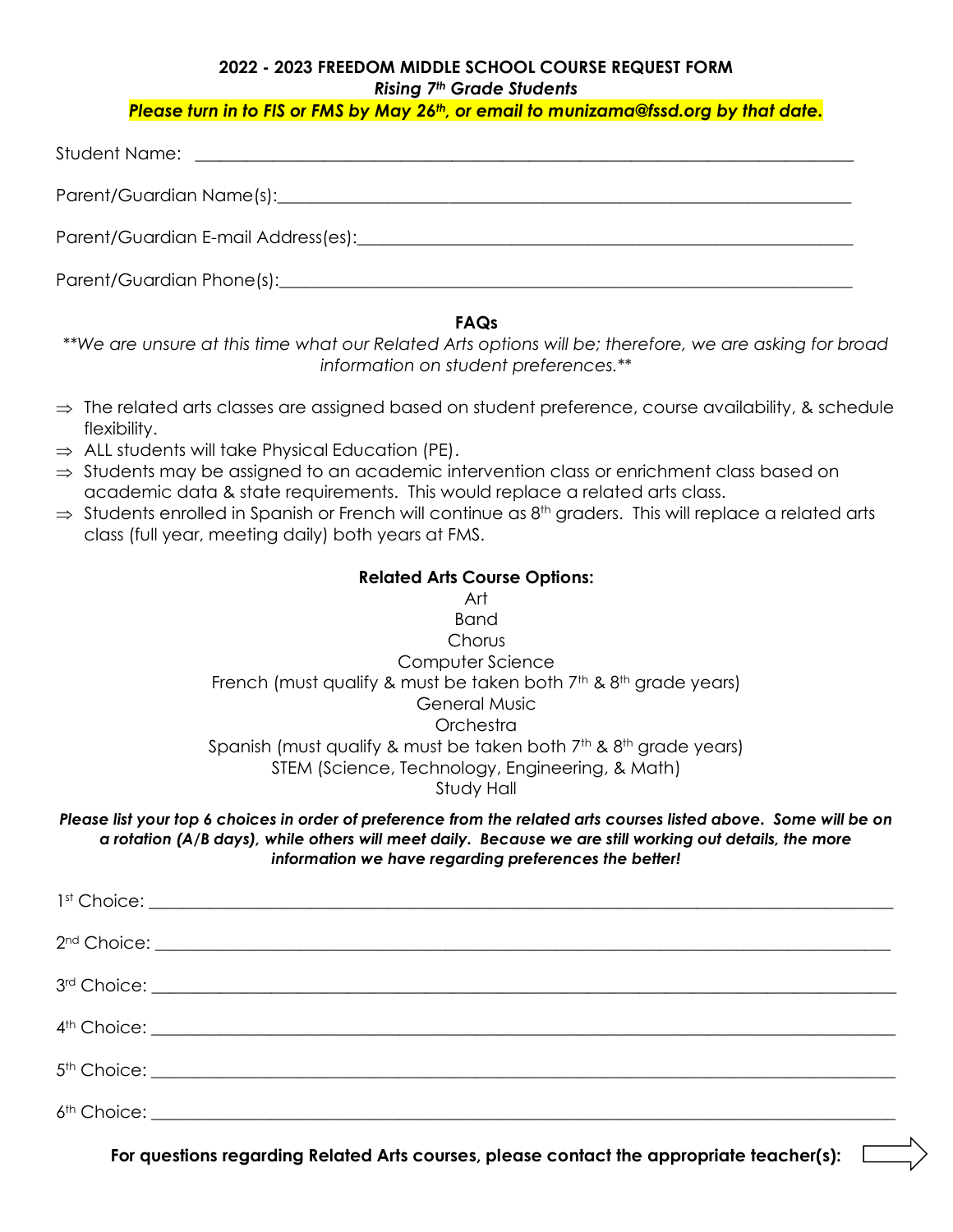# 2022 - 2023 FREEDOM MIDDLE SCHOOL COURSE REQUEST FORM

***Rising 7th Grade Students***

***Please turn in to FIS or FMS by May 26th, or email to munizama@fssd.org by that date.***

Student Name: ______________________________________________________________________

Parent/Guardian Name(s):______________________________________________________________

Parent/Guardian E-mail Address(es):_____________________________________________________

Parent/Guardian Phone(s):_____________________________________________________________

## FAQs

*\*\*We are unsure at this time what our Related Arts options will be; therefore, we are asking for broad information on student preferences.\*\**

- ⇒ The related arts classes are assigned based on student preference, course availability, & schedule flexibility.
- ⇒ ALL students will take Physical Education (PE).
- ⇒ Students may be assigned to an academic intervention class or enrichment class based on academic data & state requirements. This would replace a related arts class.
- ⇒ Students enrolled in Spanish or French will continue as 8th graders. This will replace a related arts class (full year, meeting daily) both years at FMS.

**Related Arts Course Options:**

Art
Band
Chorus
Computer Science
French (must qualify & must be taken both 7th & 8th grade years)
General Music
Orchestra
Spanish (must qualify & must be taken both 7th & 8th grade years)
STEM (Science, Technology, Engineering, & Math)
Study Hall

***Please list your top 6 choices in order of preference from the related arts courses listed above. Some will be on a rotation (A/B days), while others will meet daily. Because we are still working out details, the more information we have regarding preferences the better!***

1st Choice: ___________________________________________________________________________

2nd Choice: __________________________________________________________________________

3rd Choice: ___________________________________________________________________________

4th Choice: ___________________________________________________________________________

5th Choice: ___________________________________________________________________________

6th Choice: ___________________________________________________________________________

**For questions regarding Related Arts courses, please contact the appropriate teacher(s):** ⇨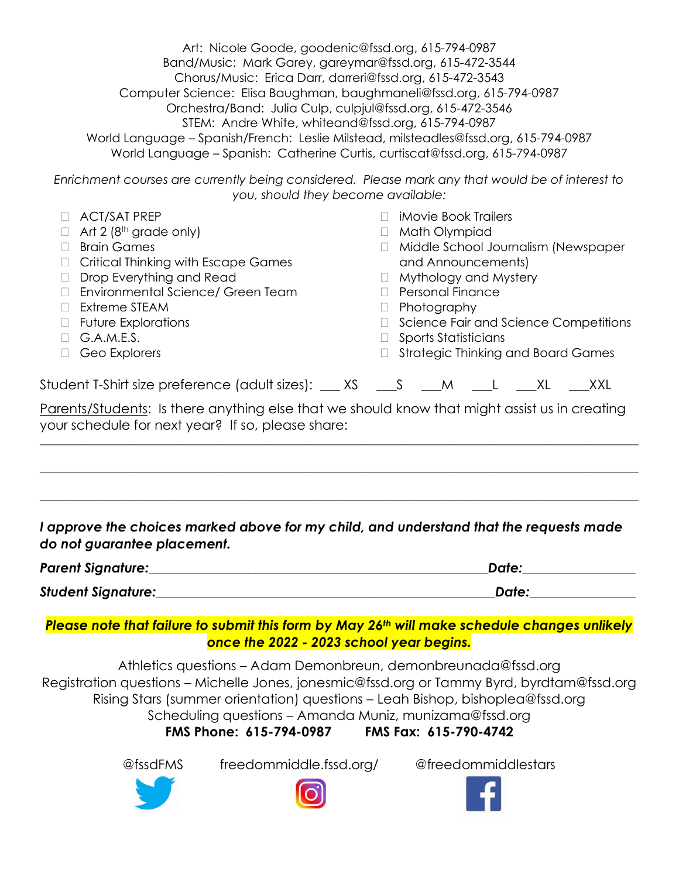Art: Nicole Goode, goodenic@fssd.org, 615-794-0987
Band/Music: Mark Garey, gareymar@fssd.org, 615-472-3544
Chorus/Music: Erica Darr, darreri@fssd.org, 615-472-3543
Computer Science: Elisa Baughman, baughmaneli@fssd.org, 615-794-0987
Orchestra/Band: Julia Culp, culpjul@fssd.org, 615-472-3546
STEM: Andre White, whiteand@fssd.org, 615-794-0987
World Language – Spanish/French: Leslie Milstead, milsteadles@fssd.org, 615-794-0987
World Language – Spanish: Catherine Curtis, curtiscat@fssd.org, 615-794-0987

*Enrichment courses are currently being considered. Please mark any that would be of interest to you, should they become available:*

- ☐ ACT/SAT PREP
- ☐ Art 2 (8th grade only)
- ☐ Brain Games
- ☐ Critical Thinking with Escape Games
- ☐ Drop Everything and Read
- ☐ Environmental Science/ Green Team
- ☐ Extreme STEAM
- ☐ Future Explorations
- ☐ G.A.M.E.S.
- ☐ Geo Explorers
- ☐ iMovie Book Trailers
- ☐ Math Olympiad
- ☐ Middle School Journalism (Newspaper and Announcements)
- ☐ Mythology and Mystery
- ☐ Personal Finance
- ☐ Photography
- ☐ Science Fair and Science Competitions
- ☐ Sports Statisticians
- ☐ Strategic Thinking and Board Games

Student T-Shirt size preference (adult sizes): ___ XS ___S ___M ___L ___XL ___XXL

Parents/Students: Is there anything else that we should know that might assist us in creating your schedule for next year? If so, please share:

_______________________________________________________________________________

_______________________________________________________________________________

_______________________________________________________________________________

***I approve the choices marked above for my child, and understand that the requests made do not guarantee placement.***

***Parent Signature:***_____________________________________________***Date:***_______________

***Student Signature:***____________________________________________***Date:***_______________

***Please note that failure to submit this form by May 26th will make schedule changes unlikely once the 2022 - 2023 school year begins.***

Athletics questions – Adam Demonbreun, demonbreunada@fssd.org
Registration questions – Michelle Jones, jonesmic@fssd.org or Tammy Byrd, byrdtam@fssd.org
Rising Stars (summer orientation) questions – Leah Bishop, bishoplea@fssd.org
Scheduling questions – Amanda Muniz, munizama@fssd.org
**FMS Phone: 615-794-0987 FMS Fax: 615-790-4742**

@fssdFMS freedommiddle.fssd.org/ @freedommiddlestars